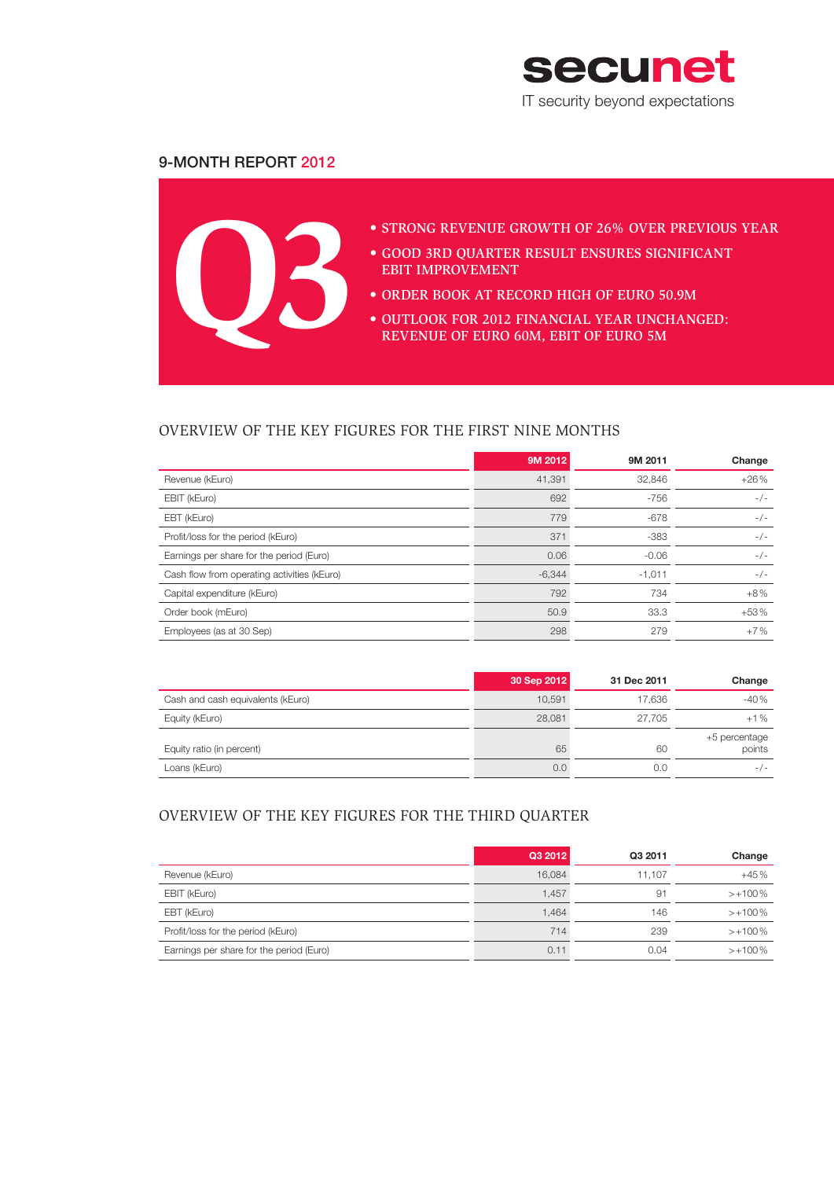secunet

IT security beyond expectations

# 9-MONTH REPORT 2012

Q3

- STRONG REVENUE GROWTH OF 26% OVER PREVIOUS YEAR
- GOOD 3RD QUARTER RESULT ENSURES SIGNIFICANT EBIT IMPROVEMENT
- ORDER BOOK AT RECORD HIGH OF EURO 50.9M
- OUTLOOK FOR 2012 FINANCIAL YEAR UNCHANGED: REVENUE OF EURO 60M, EBIT OF EURO 5M

## OVERVIEW OF THE KEY FIGURES FOR THE FIRST NINE MONTHS

| | 9M 2012 | 9M 2011 | Change |
|---|---|---|---|
| Revenue (kEuro) | 41,391 | 32,846 | +26% |
| EBIT (kEuro) | 692 | -756 | -/- |
| EBT (kEuro) | 779 | -678 | -/- |
| Profit/loss for the period (kEuro) | 371 | -383 | -/- |
| Earnings per share for the period (Euro) | 0.06 | -0.06 | -/- |
| Cash flow from operating activities (kEuro) | -6,344 | -1,011 | -/- |
| Capital expenditure (kEuro) | 792 | 734 | +8% |
| Order book (mEuro) | 50.9 | 33.3 | +53% |
| Employees (as at 30 Sep) | 298 | 279 | +7% |

| | 30 Sep 2012 | 31 Dec 2011 | Change |
|---|---|---|---|
| Cash and cash equivalents (kEuro) | 10,591 | 17,636 | -40% |
| Equity (kEuro) | 28,081 | 27,705 | +1% |
| Equity ratio (in percent) | 65 | 60 | +5 percentage points |
| Loans (kEuro) | 0.0 | 0.0 | -/- |

## OVERVIEW OF THE KEY FIGURES FOR THE THIRD QUARTER

| | Q3 2012 | Q3 2011 | Change |
|---|---|---|---|
| Revenue (kEuro) | 16,084 | 11,107 | +45% |
| EBIT (kEuro) | 1,457 | 91 | >+100% |
| EBT (kEuro) | 1,464 | 146 | >+100% |
| Profit/loss for the period (kEuro) | 714 | 239 | >+100% |
| Earnings per share for the period (Euro) | 0.11 | 0.04 | >+100% |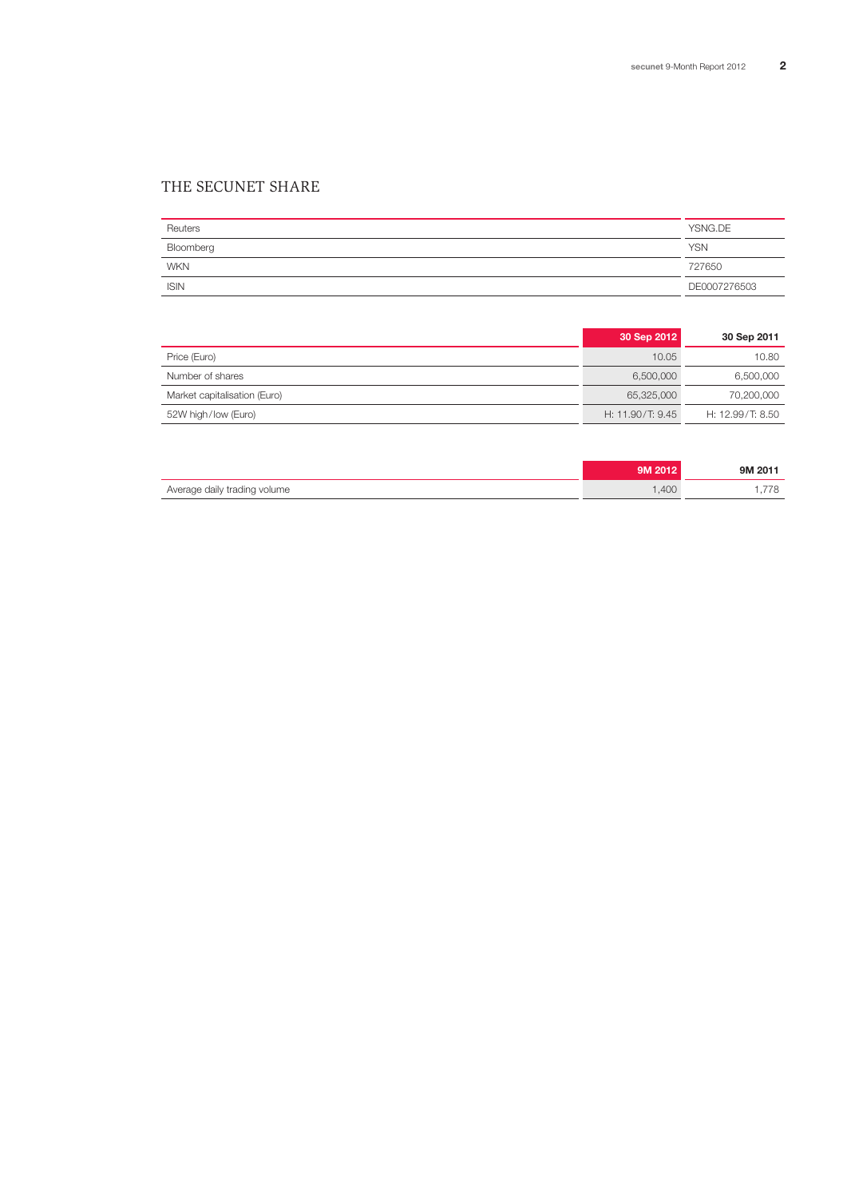# THE SECUNET SHARE

| | |
|---|---|
| Reuters | YSNG.DE |
| Bloomberg | YSN |
| WKN | 727650 |
| ISIN | DE0007276503 |

| | 30 Sep 2012 | 30 Sep 2011 |
|---|---|---|
| Price (Euro) | 10.05 | 10.80 |
| Number of shares | 6,500,000 | 6,500,000 |
| Market capitalisation (Euro) | 65,325,000 | 70,200,000 |
| 52W high/low (Euro) | H: 11.90/T: 9.45 | H: 12.99/T: 8.50 |

| | 9M 2012 | 9M 2011 |
|---|---|---|
| Average daily trading volume | 1,400 | 1,778 |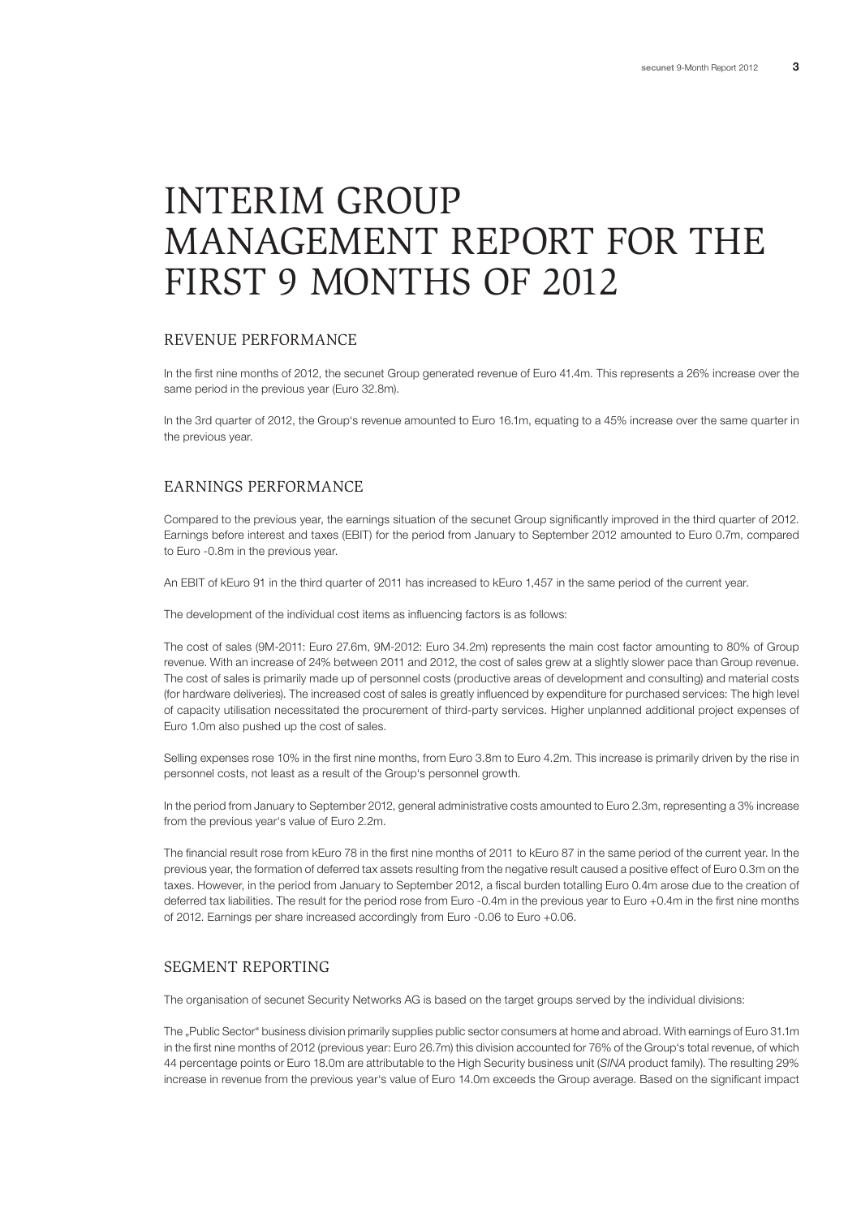# INTERIM GROUP MANAGEMENT REPORT FOR THE FIRST 9 MONTHS OF 2012

## REVENUE PERFORMANCE

In the first nine months of 2012, the secunet Group generated revenue of Euro 41.4m. This represents a 26% increase over the same period in the previous year (Euro 32.8m).

In the 3rd quarter of 2012, the Group's revenue amounted to Euro 16.1m, equating to a 45% increase over the same quarter in the previous year.

## EARNINGS PERFORMANCE

Compared to the previous year, the earnings situation of the secunet Group significantly improved in the third quarter of 2012. Earnings before interest and taxes (EBIT) for the period from January to September 2012 amounted to Euro 0.7m, compared to Euro -0.8m in the previous year.

An EBIT of kEuro 91 in the third quarter of 2011 has increased to kEuro 1,457 in the same period of the current year.

The development of the individual cost items as influencing factors is as follows:

The cost of sales (9M-2011: Euro 27.6m, 9M-2012: Euro 34.2m) represents the main cost factor amounting to 80% of Group revenue. With an increase of 24% between 2011 and 2012, the cost of sales grew at a slightly slower pace than Group revenue. The cost of sales is primarily made up of personnel costs (productive areas of development and consulting) and material costs (for hardware deliveries). The increased cost of sales is greatly influenced by expenditure for purchased services: The high level of capacity utilisation necessitated the procurement of third-party services. Higher unplanned additional project expenses of Euro 1.0m also pushed up the cost of sales.

Selling expenses rose 10% in the first nine months, from Euro 3.8m to Euro 4.2m. This increase is primarily driven by the rise in personnel costs, not least as a result of the Group's personnel growth.

In the period from January to September 2012, general administrative costs amounted to Euro 2.3m, representing a 3% increase from the previous year's value of Euro 2.2m.

The financial result rose from kEuro 78 in the first nine months of 2011 to kEuro 87 in the same period of the current year. In the previous year, the formation of deferred tax assets resulting from the negative result caused a positive effect of Euro 0.3m on the taxes. However, in the period from January to September 2012, a fiscal burden totalling Euro 0.4m arose due to the creation of deferred tax liabilities. The result for the period rose from Euro -0.4m in the previous year to Euro +0.4m in the first nine months of 2012. Earnings per share increased accordingly from Euro -0.06 to Euro +0.06.

## SEGMENT REPORTING

The organisation of secunet Security Networks AG is based on the target groups served by the individual divisions:

The „Public Sector" business division primarily supplies public sector consumers at home and abroad. With earnings of Euro 31.1m in the first nine months of 2012 (previous year: Euro 26.7m) this division accounted for 76% of the Group's total revenue, of which 44 percentage points or Euro 18.0m are attributable to the High Security business unit (*SINA* product family). The resulting 29% increase in revenue from the previous year's value of Euro 14.0m exceeds the Group average. Based on the significant impact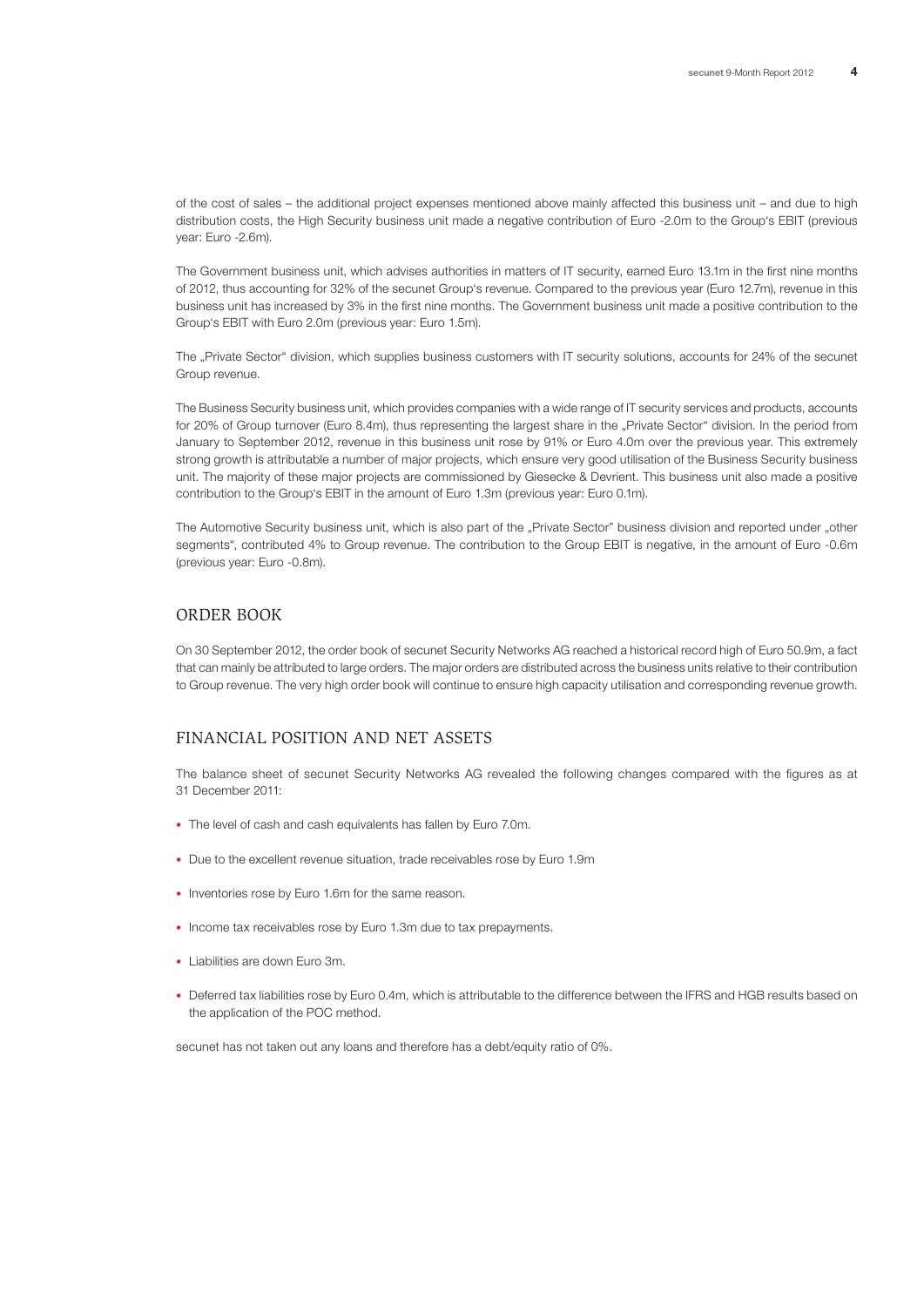of the cost of sales – the additional project expenses mentioned above mainly affected this business unit – and due to high distribution costs, the High Security business unit made a negative contribution of Euro -2.0m to the Group's EBIT (previous year: Euro -2.6m).

The Government business unit, which advises authorities in matters of IT security, earned Euro 13.1m in the first nine months of 2012, thus accounting for 32% of the secunet Group's revenue. Compared to the previous year (Euro 12.7m), revenue in this business unit has increased by 3% in the first nine months. The Government business unit made a positive contribution to the Group's EBIT with Euro 2.0m (previous year: Euro 1.5m).

The „Private Sector" division, which supplies business customers with IT security solutions, accounts for 24% of the secunet Group revenue.

The Business Security business unit, which provides companies with a wide range of IT security services and products, accounts for 20% of Group turnover (Euro 8.4m), thus representing the largest share in the „Private Sector" division. In the period from January to September 2012, revenue in this business unit rose by 91% or Euro 4.0m over the previous year. This extremely strong growth is attributable a number of major projects, which ensure very good utilisation of the Business Security business unit. The majority of these major projects are commissioned by Giesecke & Devrient. This business unit also made a positive contribution to the Group's EBIT in the amount of Euro 1.3m (previous year: Euro 0.1m).

The Automotive Security business unit, which is also part of the „Private Sector" business division and reported under „other segments", contributed 4% to Group revenue. The contribution to the Group EBIT is negative, in the amount of Euro -0.6m (previous year: Euro -0.8m).

## ORDER BOOK

On 30 September 2012, the order book of secunet Security Networks AG reached a historical record high of Euro 50.9m, a fact that can mainly be attributed to large orders. The major orders are distributed across the business units relative to their contribution to Group revenue. The very high order book will continue to ensure high capacity utilisation and corresponding revenue growth.

## FINANCIAL POSITION AND NET ASSETS

The balance sheet of secunet Security Networks AG revealed the following changes compared with the figures as at 31 December 2011:

- The level of cash and cash equivalents has fallen by Euro 7.0m.
- Due to the excellent revenue situation, trade receivables rose by Euro 1.9m
- Inventories rose by Euro 1.6m for the same reason.
- Income tax receivables rose by Euro 1.3m due to tax prepayments.
- Liabilities are down Euro 3m.
- Deferred tax liabilities rose by Euro 0.4m, which is attributable to the difference between the IFRS and HGB results based on the application of the POC method.

secunet has not taken out any loans and therefore has a debt/equity ratio of 0%.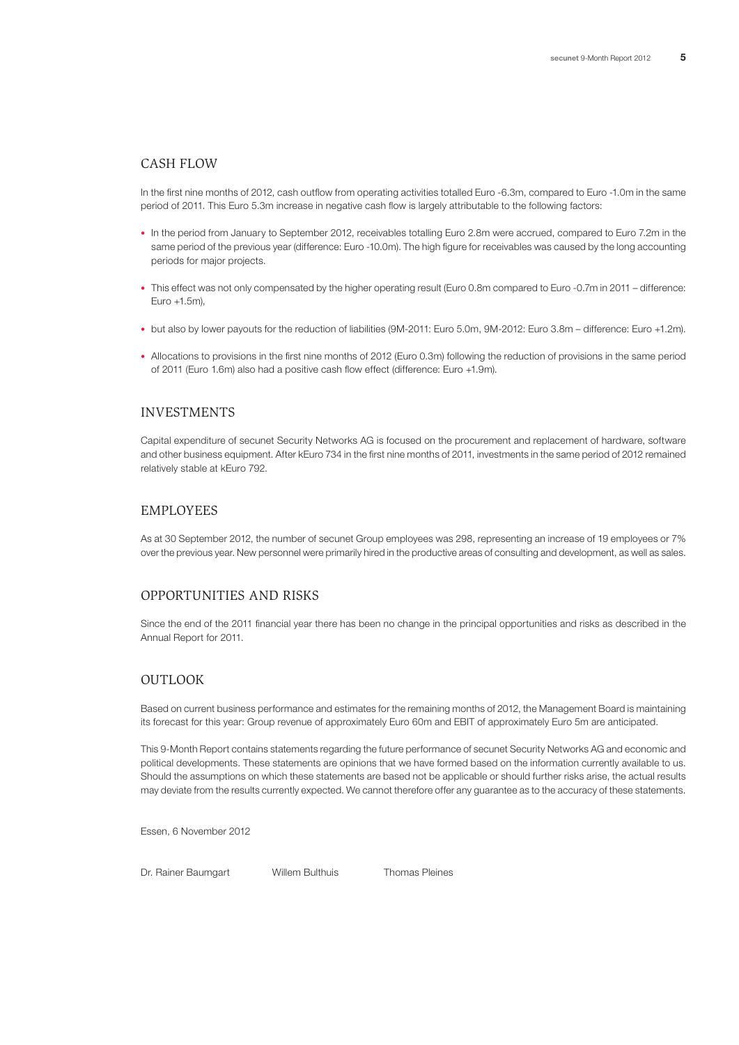## CASH FLOW

In the first nine months of 2012, cash outflow from operating activities totalled Euro -6.3m, compared to Euro -1.0m in the same period of 2011. This Euro 5.3m increase in negative cash flow is largely attributable to the following factors:

- In the period from January to September 2012, receivables totalling Euro 2.8m were accrued, compared to Euro 7.2m in the same period of the previous year (difference: Euro -10.0m). The high figure for receivables was caused by the long accounting periods for major projects.
- This effect was not only compensated by the higher operating result (Euro 0.8m compared to Euro -0.7m in 2011 – difference: Euro +1.5m),
- but also by lower payouts for the reduction of liabilities (9M-2011: Euro 5.0m, 9M-2012: Euro 3.8m – difference: Euro +1.2m).
- Allocations to provisions in the first nine months of 2012 (Euro 0.3m) following the reduction of provisions in the same period of 2011 (Euro 1.6m) also had a positive cash flow effect (difference: Euro +1.9m).

## INVESTMENTS

Capital expenditure of secunet Security Networks AG is focused on the procurement and replacement of hardware, software and other business equipment. After kEuro 734 in the first nine months of 2011, investments in the same period of 2012 remained relatively stable at kEuro 792.

## EMPLOYEES

As at 30 September 2012, the number of secunet Group employees was 298, representing an increase of 19 employees or 7% over the previous year. New personnel were primarily hired in the productive areas of consulting and development, as well as sales.

## OPPORTUNITIES AND RISKS

Since the end of the 2011 financial year there has been no change in the principal opportunities and risks as described in the Annual Report for 2011.

## OUTLOOK

Based on current business performance and estimates for the remaining months of 2012, the Management Board is maintaining its forecast for this year: Group revenue of approximately Euro 60m and EBIT of approximately Euro 5m are anticipated.

This 9-Month Report contains statements regarding the future performance of secunet Security Networks AG and economic and political developments. These statements are opinions that we have formed based on the information currently available to us. Should the assumptions on which these statements are based not be applicable or should further risks arise, the actual results may deviate from the results currently expected. We cannot therefore offer any guarantee as to the accuracy of these statements.

Essen, 6 November 2012

Dr. Rainer Baumgart Willem Bulthuis Thomas Pleines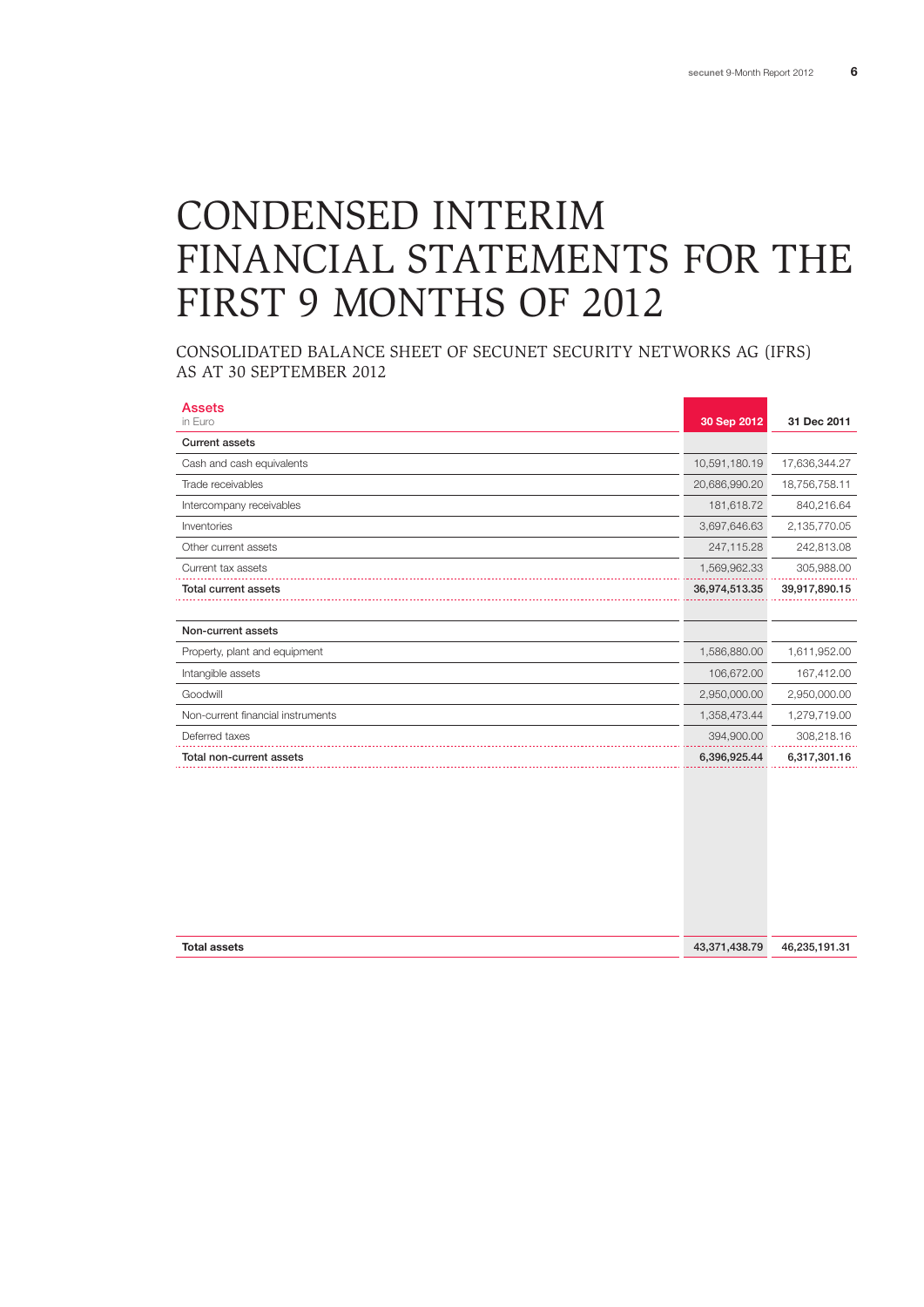# CONDENSED INTERIM FINANCIAL STATEMENTS FOR THE FIRST 9 MONTHS OF 2012

## CONSOLIDATED BALANCE SHEET OF SECUNET SECURITY NETWORKS AG (IFRS) AS AT 30 SEPTEMBER 2012

| Assets<br>in Euro | 30 Sep 2012 | 31 Dec 2011 |
|---|---|---|
| **Current assets** | | |
| Cash and cash equivalents | 10,591,180.19 | 17,636,344.27 |
| Trade receivables | 20,686,990.20 | 18,756,758.11 |
| Intercompany receivables | 181,618.72 | 840,216.64 |
| Inventories | 3,697,646.63 | 2,135,770.05 |
| Other current assets | 247,115.28 | 242,813.08 |
| Current tax assets | 1,569,962.33 | 305,988.00 |
| **Total current assets** | **36,974,513.35** | **39,917,890.15** |
| | | |
| **Non-current assets** | | |
| Property, plant and equipment | 1,586,880.00 | 1,611,952.00 |
| Intangible assets | 106,672.00 | 167,412.00 |
| Goodwill | 2,950,000.00 | 2,950,000.00 |
| Non-current financial instruments | 1,358,473.44 | 1,279,719.00 |
| Deferred taxes | 394,900.00 | 308,218.16 |
| **Total non-current assets** | **6,396,925.44** | **6,317,301.16** |
| | | |
| **Total assets** | **43,371,438.79** | **46,235,191.31** |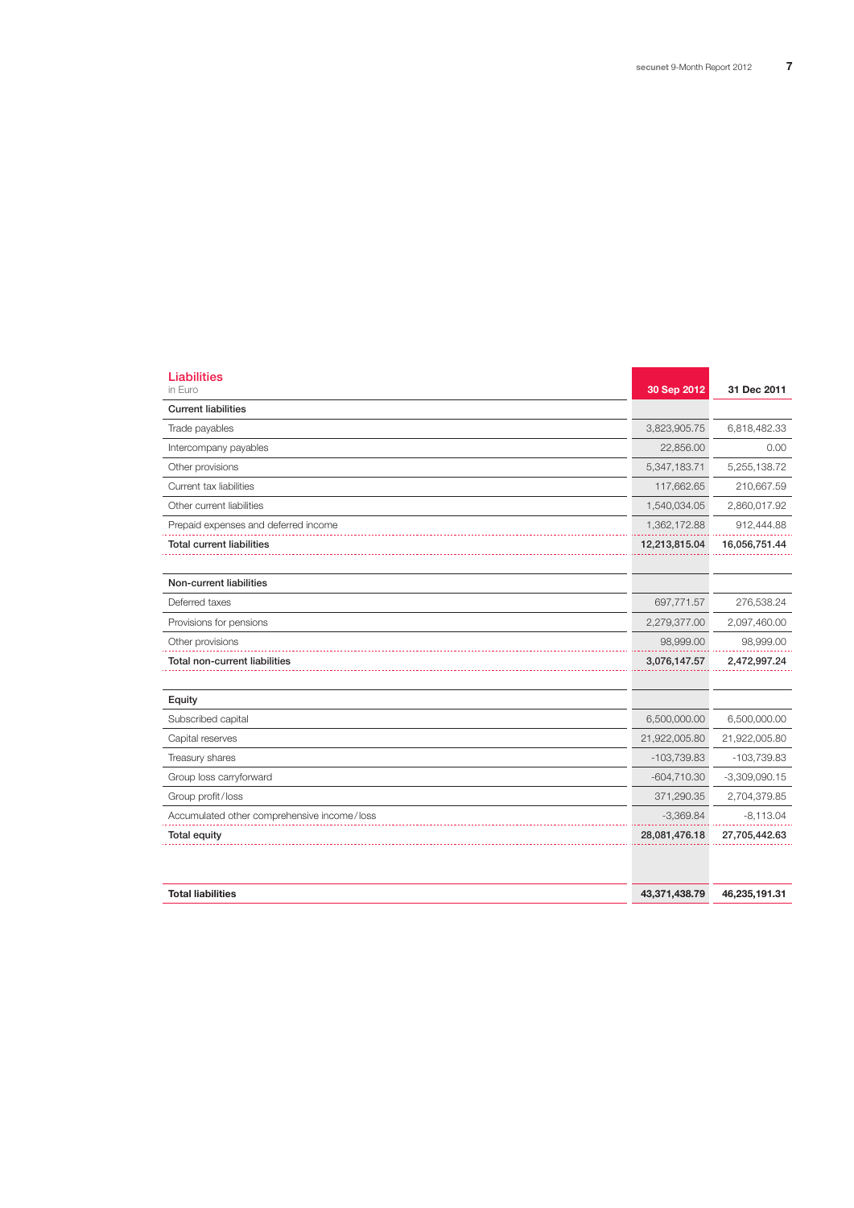## Liabilities

in Euro

| | 30 Sep 2012 | 31 Dec 2011 |
|---|---|---|
| **Current liabilities** | | |
| Trade payables | 3,823,905.75 | 6,818,482.33 |
| Intercompany payables | 22,856.00 | 0.00 |
| Other provisions | 5,347,183.71 | 5,255,138.72 |
| Current tax liabilities | 117,662.65 | 210,667.59 |
| Other current liabilities | 1,540,034.05 | 2,860,017.92 |
| Prepaid expenses and deferred income | 1,362,172.88 | 912,444.88 |
| **Total current liabilities** | **12,213,815.04** | **16,056,751.44** |
| | | |
| **Non-current liabilities** | | |
| Deferred taxes | 697,771.57 | 276,538.24 |
| Provisions for pensions | 2,279,377.00 | 2,097,460.00 |
| Other provisions | 98,999.00 | 98,999.00 |
| **Total non-current liabilities** | **3,076,147.57** | **2,472,997.24** |
| | | |
| **Equity** | | |
| Subscribed capital | 6,500,000.00 | 6,500,000.00 |
| Capital reserves | 21,922,005.80 | 21,922,005.80 |
| Treasury shares | -103,739.83 | -103,739.83 |
| Group loss carryforward | -604,710.30 | -3,309,090.15 |
| Group profit/loss | 371,290.35 | 2,704,379.85 |
| Accumulated other comprehensive income/loss | -3,369.84 | -8,113.04 |
| **Total equity** | **28,081,476.18** | **27,705,442.63** |
| | | |
| **Total liabilities** | **43,371,438.79** | **46,235,191.31** |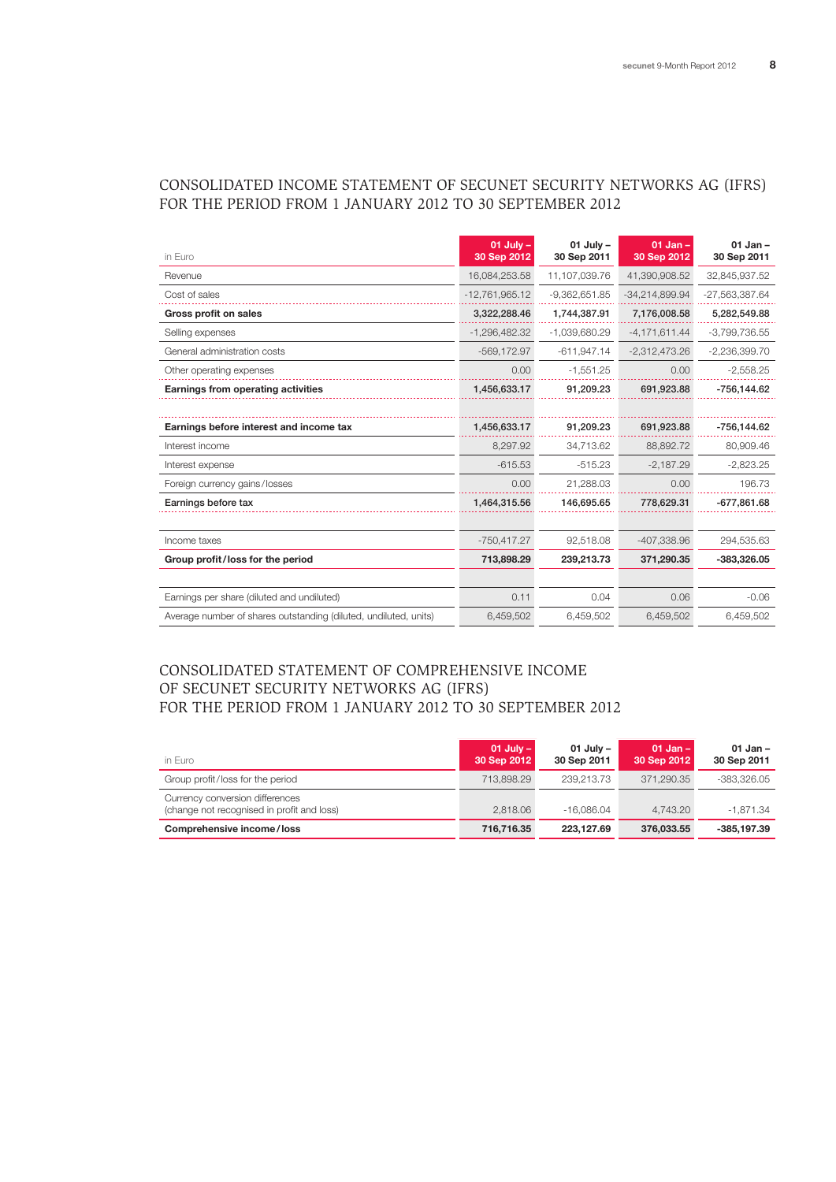## CONSOLIDATED INCOME STATEMENT OF SECUNET SECURITY NETWORKS AG (IFRS) FOR THE PERIOD FROM 1 JANUARY 2012 TO 30 SEPTEMBER 2012

| in Euro | 01 July – 30 Sep 2012 | 01 July – 30 Sep 2011 | 01 Jan – 30 Sep 2012 | 01 Jan – 30 Sep 2011 |
|---|---|---|---|---|
| Revenue | 16,084,253.58 | 11,107,039.76 | 41,390,908.52 | 32,845,937.52 |
| Cost of sales | -12,761,965.12 | -9,362,651.85 | -34,214,899.94 | -27,563,387.64 |
| **Gross profit on sales** | **3,322,288.46** | **1,744,387.91** | **7,176,008.58** | **5,282,549.88** |
| Selling expenses | -1,296,482.32 | -1,039,680.29 | -4,171,611.44 | -3,799,736.55 |
| General administration costs | -569,172.97 | -611,947.14 | -2,312,473.26 | -2,236,399.70 |
| Other operating expenses | 0.00 | -1,551.25 | 0.00 | -2,558.25 |
| **Earnings from operating activities** | **1,456,633.17** | **91,209.23** | **691,923.88** | **-756,144.62** |
| | | | | |
| **Earnings before interest and income tax** | **1,456,633.17** | **91,209.23** | **691,923.88** | **-756,144.62** |
| Interest income | 8,297.92 | 34,713.62 | 88,892.72 | 80,909.46 |
| Interest expense | -615.53 | -515.23 | -2,187.29 | -2,823.25 |
| Foreign currency gains/losses | 0.00 | 21,288.03 | 0.00 | 196.73 |
| **Earnings before tax** | **1,464,315.56** | **146,695.65** | **778,629.31** | **-677,861.68** |
| | | | | |
| Income taxes | -750,417.27 | 92,518.08 | -407,338.96 | 294,535.63 |
| **Group profit/loss for the period** | **713,898.29** | **239,213.73** | **371,290.35** | **-383,326.05** |
| | | | | |
| Earnings per share (diluted and undiluted) | 0.11 | 0.04 | 0.06 | -0.06 |
| Average number of shares outstanding (diluted, undiluted, units) | 6,459,502 | 6,459,502 | 6,459,502 | 6,459,502 |

## CONSOLIDATED STATEMENT OF COMPREHENSIVE INCOME OF SECUNET SECURITY NETWORKS AG (IFRS) FOR THE PERIOD FROM 1 JANUARY 2012 TO 30 SEPTEMBER 2012

| in Euro | 01 July – 30 Sep 2012 | 01 July – 30 Sep 2011 | 01 Jan – 30 Sep 2012 | 01 Jan – 30 Sep 2011 |
|---|---|---|---|---|
| Group profit/loss for the period | 713,898.29 | 239,213.73 | 371,290.35 | -383,326.05 |
| Currency conversion differences (change not recognised in profit and loss) | 2,818.06 | -16,086.04 | 4,743.20 | -1,871.34 |
| **Comprehensive income/loss** | **716,716.35** | **223,127.69** | **376,033.55** | **-385,197.39** |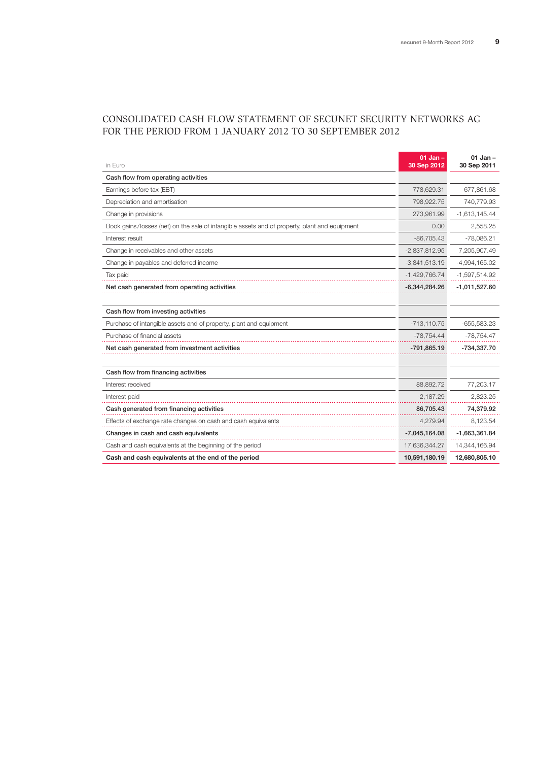# CONSOLIDATED CASH FLOW STATEMENT OF SECUNET SECURITY NETWORKS AG FOR THE PERIOD FROM 1 JANUARY 2012 TO 30 SEPTEMBER 2012

| in Euro | 01 Jan – 30 Sep 2012 | 01 Jan – 30 Sep 2011 |
|---|---|---|
| **Cash flow from operating activities** | | |
| Earnings before tax (EBT) | 778,629.31 | -677,861.68 |
| Depreciation and amortisation | 798,922.75 | 740,779.93 |
| Change in provisions | 273,961.99 | -1,613,145.44 |
| Book gains/losses (net) on the sale of intangible assets and of property, plant and equipment | 0.00 | 2,558.25 |
| Interest result | -86,705.43 | -78,086.21 |
| Change in receivables and other assets | -2,837,812.95 | 7,205,907.49 |
| Change in payables and deferred income | -3,841,513.19 | -4,994,165.02 |
| Tax paid | -1,429,766.74 | -1,597,514.92 |
| **Net cash generated from operating activities** | **-6,344,284.26** | **-1,011,527.60** |
| | | |
| **Cash flow from investing activities** | | |
| Purchase of intangible assets and of property, plant and equipment | -713,110.75 | -655,583.23 |
| Purchase of financial assets | -78,754.44 | -78,754.47 |
| **Net cash generated from investment activities** | **-791,865.19** | **-734,337.70** |
| | | |
| **Cash flow from financing activities** | | |
| Interest received | 88,892.72 | 77,203.17 |
| Interest paid | -2,187.29 | -2,823.25 |
| **Cash generated from financing activities** | **86,705.43** | **74,379.92** |
| Effects of exchange rate changes on cash and cash equivalents | 4,279.94 | 8,123.54 |
| **Changes in cash and cash equivalents** | **-7,045,164.08** | **-1,663,361.84** |
| Cash and cash equivalents at the beginning of the period | 17,636,344.27 | 14,344,166.94 |
| **Cash and cash equivalents at the end of the period** | **10,591,180.19** | **12,680,805.10** |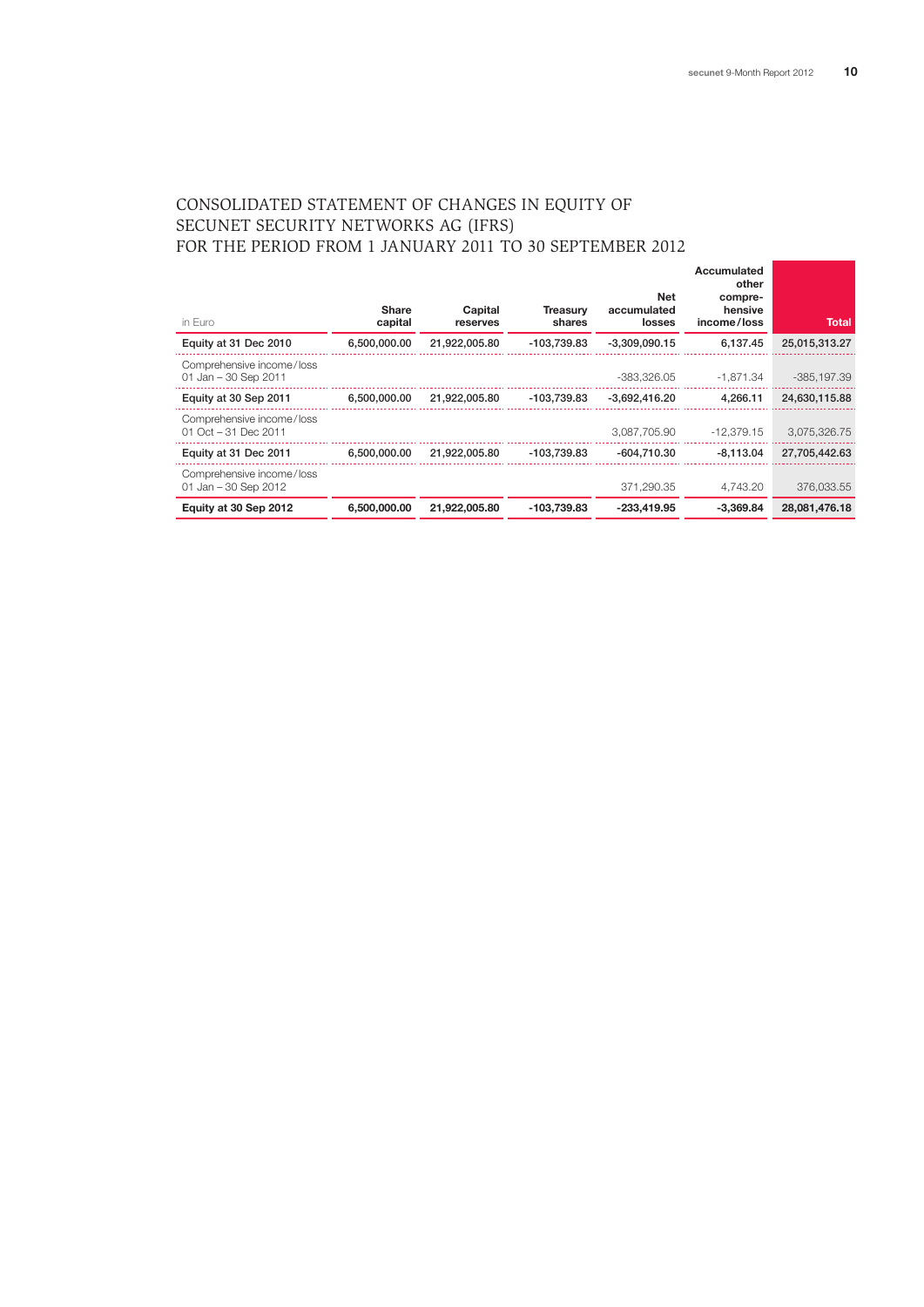# CONSOLIDATED STATEMENT OF CHANGES IN EQUITY OF SECUNET SECURITY NETWORKS AG (IFRS) FOR THE PERIOD FROM 1 JANUARY 2011 TO 30 SEPTEMBER 2012

| in Euro | Share capital | Capital reserves | Treasury shares | Net accumulated losses | Accumulated other compre-hensive income/loss | Total |
|---|---|---|---|---|---|---|
| **Equity at 31 Dec 2010** | **6,500,000.00** | **21,922,005.80** | **-103,739.83** | **-3,309,090.15** | **6,137.45** | **25,015,313.27** |
| Comprehensive income/loss 01 Jan – 30 Sep 2011 | | | | -383,326.05 | -1,871.34 | -385,197.39 |
| **Equity at 30 Sep 2011** | **6,500,000.00** | **21,922,005.80** | **-103,739.83** | **-3,692,416.20** | **4,266.11** | **24,630,115.88** |
| Comprehensive income/loss 01 Oct – 31 Dec 2011 | | | | 3,087,705.90 | -12,379.15 | 3,075,326.75 |
| **Equity at 31 Dec 2011** | **6,500,000.00** | **21,922,005.80** | **-103,739.83** | **-604,710.30** | **-8,113.04** | **27,705,442.63** |
| Comprehensive income/loss 01 Jan – 30 Sep 2012 | | | | 371,290.35 | 4,743.20 | 376,033.55 |
| **Equity at 30 Sep 2012** | **6,500,000.00** | **21,922,005.80** | **-103,739.83** | **-233,419.95** | **-3,369.84** | **28,081,476.18** |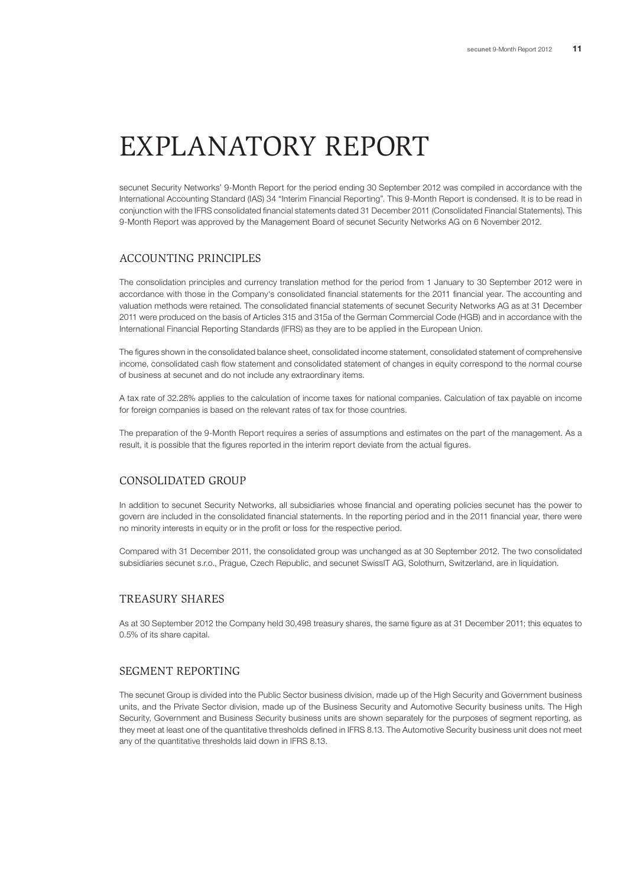# EXPLANATORY REPORT

secunet Security Networks' 9-Month Report for the period ending 30 September 2012 was compiled in accordance with the International Accounting Standard (IAS) 34 "Interim Financial Reporting". This 9-Month Report is condensed. It is to be read in conjunction with the IFRS consolidated financial statements dated 31 December 2011 (Consolidated Financial Statements). This 9-Month Report was approved by the Management Board of secunet Security Networks AG on 6 November 2012.

## ACCOUNTING PRINCIPLES

The consolidation principles and currency translation method for the period from 1 January to 30 September 2012 were in accordance with those in the Company's consolidated financial statements for the 2011 financial year. The accounting and valuation methods were retained. The consolidated financial statements of secunet Security Networks AG as at 31 December 2011 were produced on the basis of Articles 315 and 315a of the German Commercial Code (HGB) and in accordance with the International Financial Reporting Standards (IFRS) as they are to be applied in the European Union.

The figures shown in the consolidated balance sheet, consolidated income statement, consolidated statement of comprehensive income, consolidated cash flow statement and consolidated statement of changes in equity correspond to the normal course of business at secunet and do not include any extraordinary items.

A tax rate of 32.28% applies to the calculation of income taxes for national companies. Calculation of tax payable on income for foreign companies is based on the relevant rates of tax for those countries.

The preparation of the 9-Month Report requires a series of assumptions and estimates on the part of the management. As a result, it is possible that the figures reported in the interim report deviate from the actual figures.

## CONSOLIDATED GROUP

In addition to secunet Security Networks, all subsidiaries whose financial and operating policies secunet has the power to govern are included in the consolidated financial statements. In the reporting period and in the 2011 financial year, there were no minority interests in equity or in the profit or loss for the respective period.

Compared with 31 December 2011, the consolidated group was unchanged as at 30 September 2012. The two consolidated subsidiaries secunet s.r.o., Prague, Czech Republic, and secunet SwissIT AG, Solothurn, Switzerland, are in liquidation.

## TREASURY SHARES

As at 30 September 2012 the Company held 30,498 treasury shares, the same figure as at 31 December 2011; this equates to 0.5% of its share capital.

## SEGMENT REPORTING

The secunet Group is divided into the Public Sector business division, made up of the High Security and Government business units, and the Private Sector division, made up of the Business Security and Automotive Security business units. The High Security, Government and Business Security business units are shown separately for the purposes of segment reporting, as they meet at least one of the quantitative thresholds defined in IFRS 8.13. The Automotive Security business unit does not meet any of the quantitative thresholds laid down in IFRS 8.13.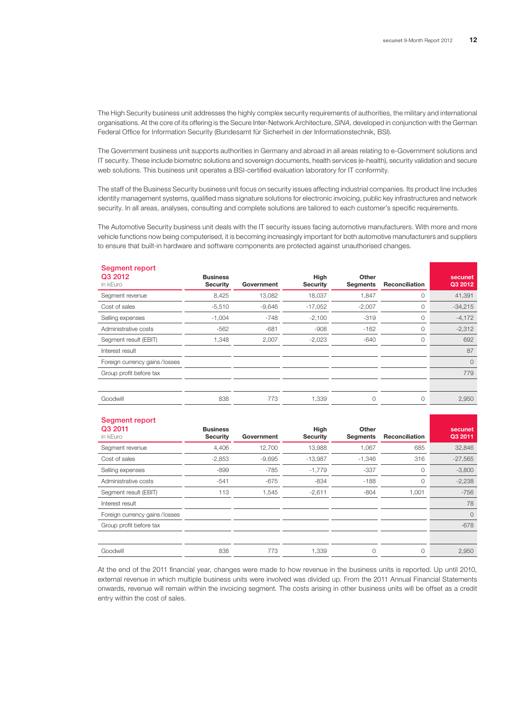The High Security business unit addresses the highly complex security requirements of authorities, the military and international organisations. At the core of its offering is the Secure Inter-Network Architecture, *SINA*, developed in conjunction with the German Federal Office for Information Security (Bundesamt für Sicherheit in der Informationstechnik, BSI).

The Government business unit supports authorities in Germany and abroad in all areas relating to e-Government solutions and IT security. These include biometric solutions and sovereign documents, health services (e-health), security validation and secure web solutions. This business unit operates a BSI-certified evaluation laboratory for IT conformity.

The staff of the Business Security business unit focus on security issues affecting industrial companies. Its product line includes identity management systems, qualified mass signature solutions for electronic invoicing, public key infrastructures and network security. In all areas, analyses, consulting and complete solutions are tailored to each customer's specific requirements.

The Automotive Security business unit deals with the IT security issues facing automotive manufacturers. With more and more vehicle functions now being computerised, it is becoming increasingly important for both automotive manufacturers and suppliers to ensure that built-in hardware and software components are protected against unauthorised changes.

| Segment report Q3 2012 in kEuro | Business Security | Government | High Security | Other Segments | Reconciliation | secunet Q3 2012 |
|---|---|---|---|---|---|---|
| Segment revenue | 8,425 | 13,082 | 18,037 | 1,847 | 0 | 41,391 |
| Cost of sales | -5,510 | -9,646 | -17,052 | -2,007 | 0 | -34,215 |
| Selling expenses | -1,004 | -748 | -2,100 | -319 | 0 | -4,172 |
| Administrative costs | -562 | -681 | -908 | -162 | 0 | -2,312 |
| Segment result (EBIT) | 1,348 | 2,007 | -2,023 | -640 | 0 | 692 |
| Interest result | | | | | | 87 |
| Foreign currency gains/losses | | | | | | 0 |
| Group profit before tax | | | | | | 779 |
| | | | | | | |
| Goodwill | 838 | 773 | 1,339 | 0 | 0 | 2,950 |

| Segment report Q3 2011 in kEuro | Business Security | Government | High Security | Other Segments | Reconciliation | secunet Q3 2011 |
|---|---|---|---|---|---|---|
| Segment revenue | 4,406 | 12,700 | 13,988 | 1,067 | 685 | 32,846 |
| Cost of sales | -2,853 | -9,695 | -13,987 | -1,346 | 316 | -27,565 |
| Selling expenses | -899 | -785 | -1,779 | -337 | 0 | -3,800 |
| Administrative costs | -541 | -675 | -834 | -188 | 0 | -2,238 |
| Segment result (EBIT) | 113 | 1,545 | -2,611 | -804 | 1,001 | -756 |
| Interest result | | | | | | 78 |
| Foreign currency gains/losses | | | | | | 0 |
| Group profit before tax | | | | | | -678 |
| | | | | | | |
| Goodwill | 838 | 773 | 1,339 | 0 | 0 | 2,950 |

At the end of the 2011 financial year, changes were made to how revenue in the business units is reported. Up until 2010, external revenue in which multiple business units were involved was divided up. From the 2011 Annual Financial Statements onwards, revenue will remain within the invoicing segment. The costs arising in other business units will be offset as a credit entry within the cost of sales.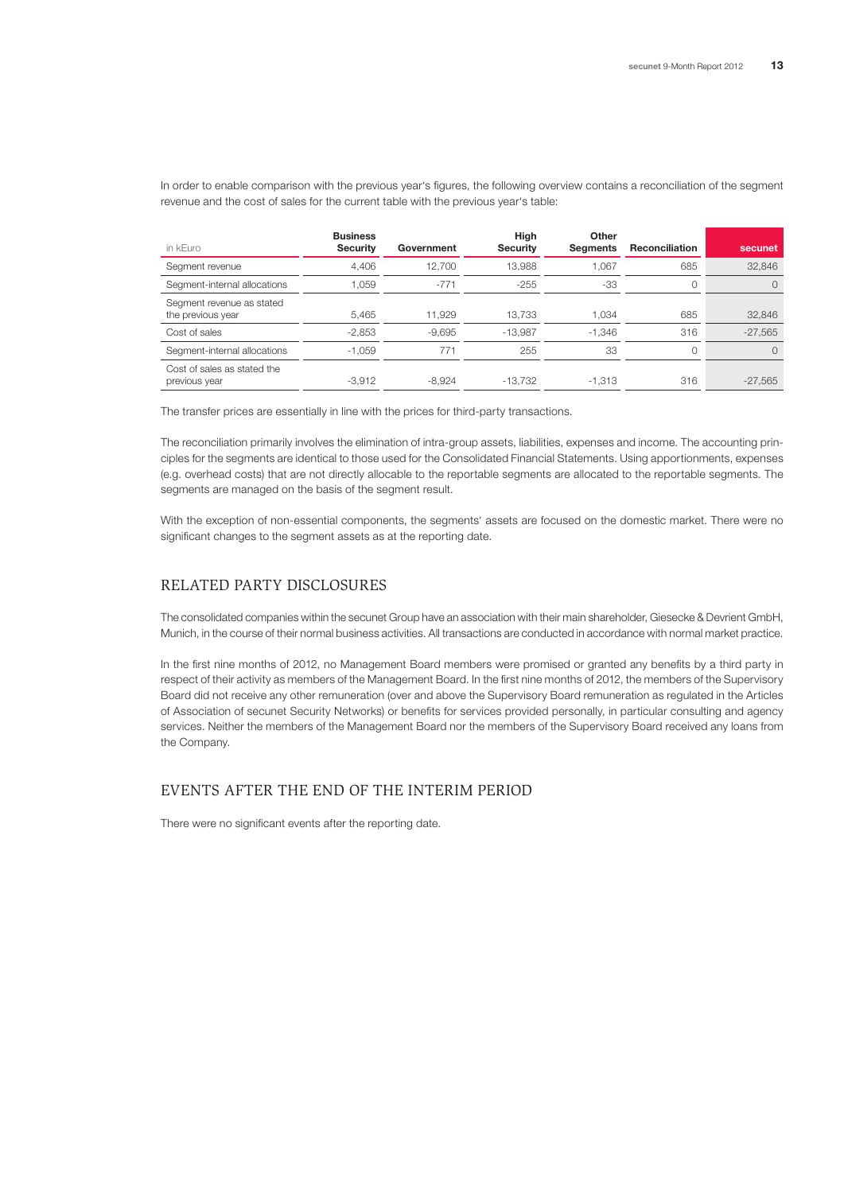In order to enable comparison with the previous year's figures, the following overview contains a reconciliation of the segment revenue and the cost of sales for the current table with the previous year's table:

| in kEuro | Business Security | Government | High Security | Other Segments | Reconciliation | secunet |
|---|---|---|---|---|---|---|
| Segment revenue | 4,406 | 12,700 | 13,988 | 1,067 | 685 | 32,846 |
| Segment-internal allocations | 1,059 | -771 | -255 | -33 | 0 | 0 |
| Segment revenue as stated the previous year | 5,465 | 11,929 | 13,733 | 1,034 | 685 | 32,846 |
| Cost of sales | -2,853 | -9,695 | -13,987 | -1,346 | 316 | -27,565 |
| Segment-internal allocations | -1,059 | 771 | 255 | 33 | 0 | 0 |
| Cost of sales as stated the previous year | -3,912 | -8,924 | -13,732 | -1,313 | 316 | -27,565 |

The transfer prices are essentially in line with the prices for third-party transactions.

The reconciliation primarily involves the elimination of intra-group assets, liabilities, expenses and income. The accounting principles for the segments are identical to those used for the Consolidated Financial Statements. Using apportionments, expenses (e.g. overhead costs) that are not directly allocable to the reportable segments are allocated to the reportable segments. The segments are managed on the basis of the segment result.

With the exception of non-essential components, the segments' assets are focused on the domestic market. There were no significant changes to the segment assets as at the reporting date.

## RELATED PARTY DISCLOSURES

The consolidated companies within the secunet Group have an association with their main shareholder, Giesecke & Devrient GmbH, Munich, in the course of their normal business activities. All transactions are conducted in accordance with normal market practice.

In the first nine months of 2012, no Management Board members were promised or granted any benefits by a third party in respect of their activity as members of the Management Board. In the first nine months of 2012, the members of the Supervisory Board did not receive any other remuneration (over and above the Supervisory Board remuneration as regulated in the Articles of Association of secunet Security Networks) or benefits for services provided personally, in particular consulting and agency services. Neither the members of the Management Board nor the members of the Supervisory Board received any loans from the Company.

## EVENTS AFTER THE END OF THE INTERIM PERIOD

There were no significant events after the reporting date.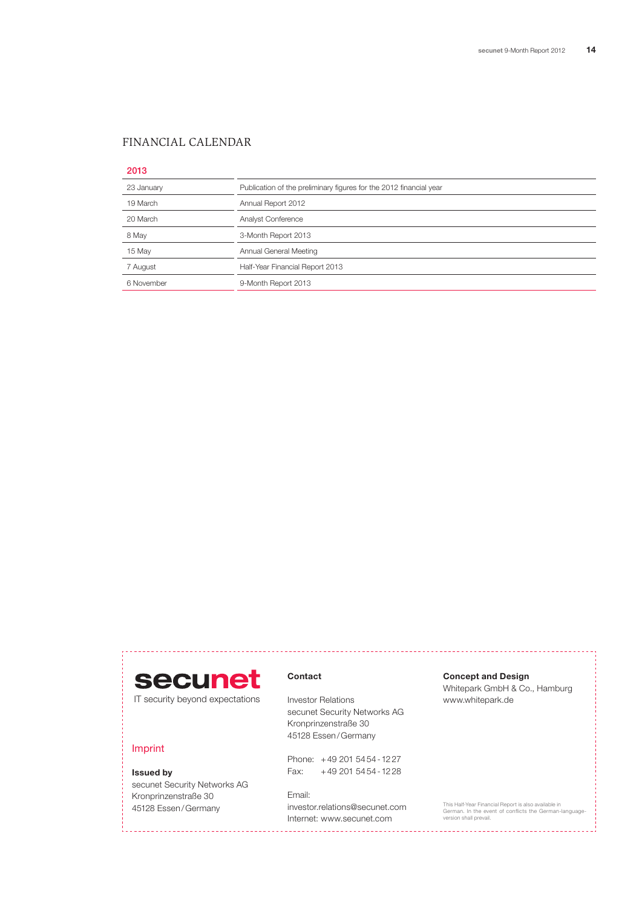# FINANCIAL CALENDAR

| 2013 | |
|---|---|
| 23 January | Publication of the preliminary figures for the 2012 financial year |
| 19 March | Annual Report 2012 |
| 20 March | Analyst Conference |
| 8 May | 3-Month Report 2013 |
| 15 May | Annual General Meeting |
| 7 August | Half-Year Financial Report 2013 |
| 6 November | 9-Month Report 2013 |

secunet

IT security beyond expectations

## Imprint

**Issued by**
secunet Security Networks AG
Kronprinzenstraße 30
45128 Essen / Germany

**Contact**

Investor Relations
secunet Security Networks AG
Kronprinzenstraße 30
45128 Essen / Germany

Phone: +49 201 5454 - 1227
Fax: +49 201 5454 - 1228

Email:
investor.relations@secunet.com
Internet: www.secunet.com

**Concept and Design**
Whitepark GmbH & Co., Hamburg
www.whitepark.de

This Half-Year Financial Report is also available in German. In the event of conflicts the German-language-version shall prevail.